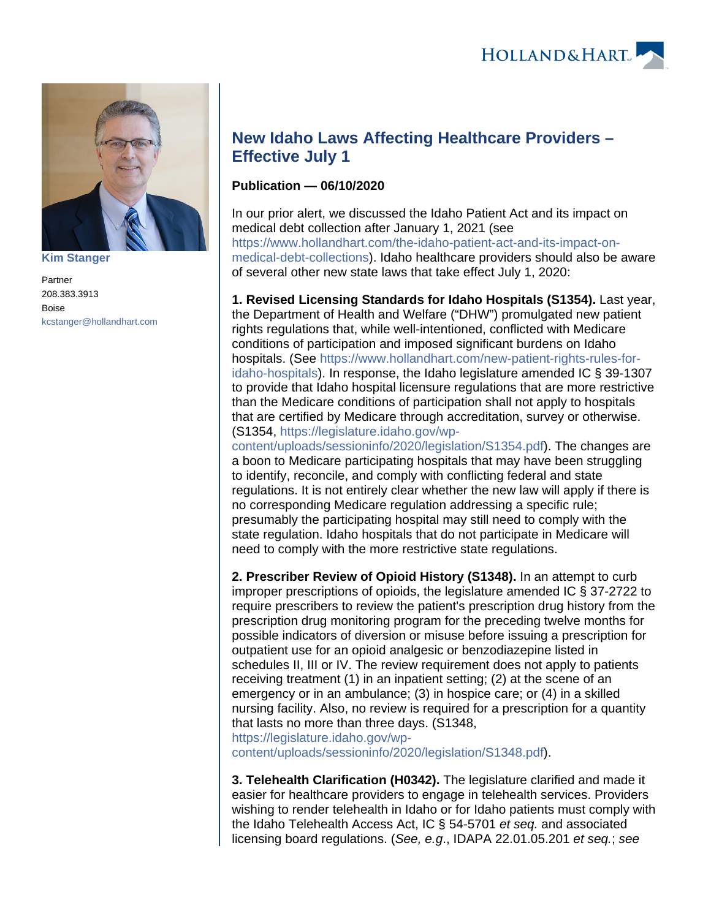Kim Stanger

Partner

208.383.3913

Boise

kcstanger@hollandhart.com

# New Idaho Laws Affecting Healthcare Providers – Effective July 1

**Publication — 06/10/2020**

In our prior alert, we discussed the Idaho Patient Act and its impact on medical debt collection after January 1, 2021 (see https://www.hollandhart.com/the-idaho-patient-act-and-its-impact-on-medical-debt-collections). Idaho healthcare providers should also be aware of several other new state laws that take effect July 1, 2020:

**1. Revised Licensing Standards for Idaho Hospitals (S1354).** Last year, the Department of Health and Welfare ("DHW") promulgated new patient rights regulations that, while well-intentioned, conflicted with Medicare conditions of participation and imposed significant burdens on Idaho hospitals. (See https://www.hollandhart.com/new-patient-rights-rules-for-idaho-hospitals). In response, the Idaho legislature amended IC § 39-1307 to provide that Idaho hospital licensure regulations that are more restrictive than the Medicare conditions of participation shall not apply to hospitals that are certified by Medicare through accreditation, survey or otherwise. (S1354, https://legislature.idaho.gov/wp-content/uploads/sessioninfo/2020/legislation/S1354.pdf). The changes are a boon to Medicare participating hospitals that may have been struggling to identify, reconcile, and comply with conflicting federal and state regulations. It is not entirely clear whether the new law will apply if there is no corresponding Medicare regulation addressing a specific rule; presumably the participating hospital may still need to comply with the state regulation. Idaho hospitals that do not participate in Medicare will need to comply with the more restrictive state regulations.

**2. Prescriber Review of Opioid History (S1348).** In an attempt to curb improper prescriptions of opioids, the legislature amended IC § 37-2722 to require prescribers to review the patient's prescription drug history from the prescription drug monitoring program for the preceding twelve months for possible indicators of diversion or misuse before issuing a prescription for outpatient use for an opioid analgesic or benzodiazepine listed in schedules II, III or IV. The review requirement does not apply to patients receiving treatment (1) in an inpatient setting; (2) at the scene of an emergency or in an ambulance; (3) in hospice care; or (4) in a skilled nursing facility. Also, no review is required for a prescription for a quantity that lasts no more than three days. (S1348, https://legislature.idaho.gov/wp-content/uploads/sessioninfo/2020/legislation/S1348.pdf).

**3. Telehealth Clarification (H0342).** The legislature clarified and made it easier for healthcare providers to engage in telehealth services. Providers wishing to render telehealth in Idaho or for Idaho patients must comply with the Idaho Telehealth Access Act, IC § 54-5701 *et seq.* and associated licensing board regulations. (*See, e.g.*, IDAPA 22.01.05.201 *et seq.*; *see*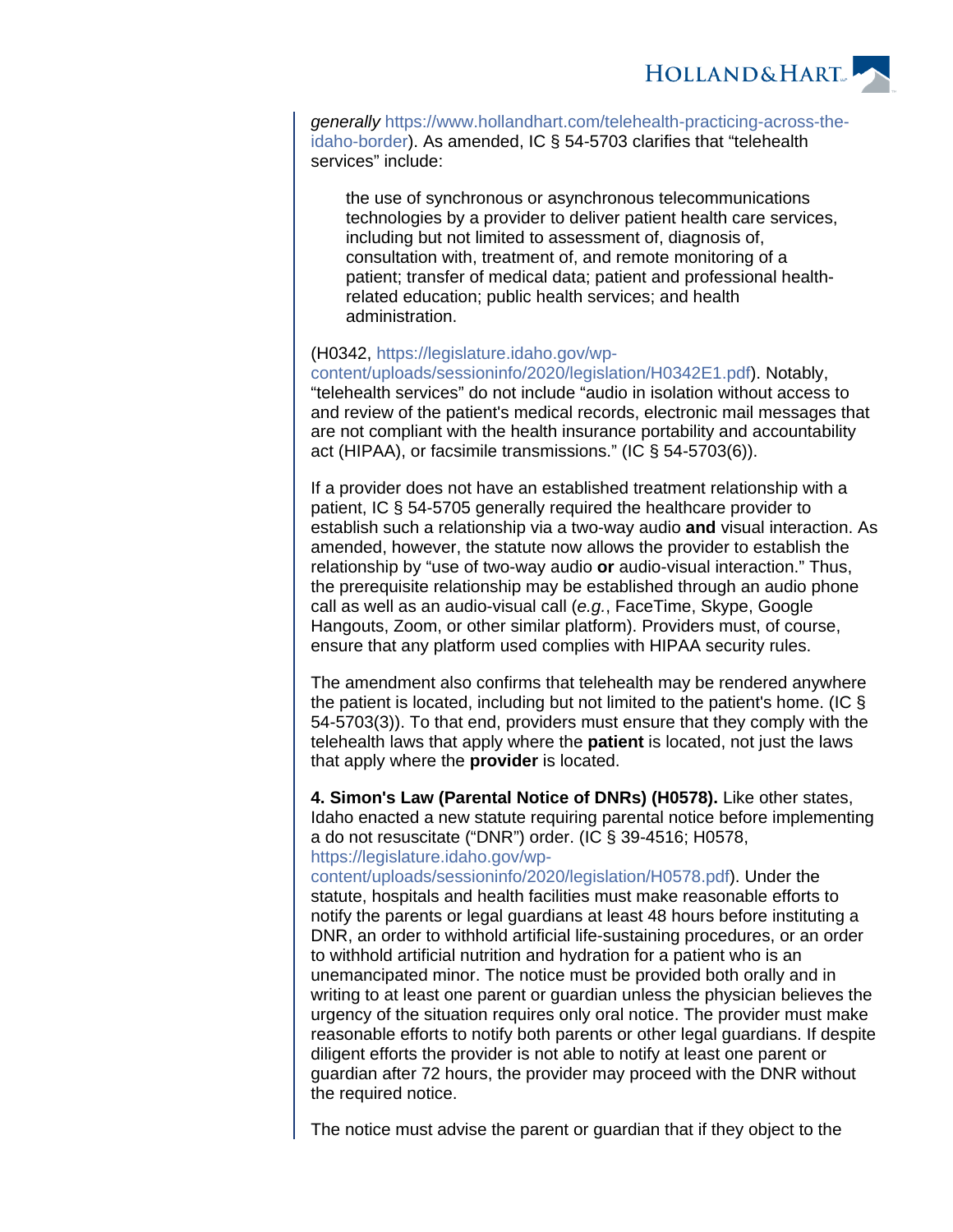*generally* https://www.hollandhart.com/telehealth-practicing-across-the-idaho-border). As amended, IC § 54-5703 clarifies that "telehealth services" include:

> the use of synchronous or asynchronous telecommunications technologies by a provider to deliver patient health care services, including but not limited to assessment of, diagnosis of, consultation with, treatment of, and remote monitoring of a patient; transfer of medical data; patient and professional health-related education; public health services; and health administration.

(H0342, https://legislature.idaho.gov/wp-content/uploads/sessioninfo/2020/legislation/H0342E1.pdf). Notably, "telehealth services" do not include "audio in isolation without access to and review of the patient's medical records, electronic mail messages that are not compliant with the health insurance portability and accountability act (HIPAA), or facsimile transmissions." (IC § 54-5703(6)).

If a provider does not have an established treatment relationship with a patient, IC § 54-5705 generally required the healthcare provider to establish such a relationship via a two-way audio **and** visual interaction. As amended, however, the statute now allows the provider to establish the relationship by "use of two-way audio **or** audio-visual interaction." Thus, the prerequisite relationship may be established through an audio phone call as well as an audio-visual call (*e.g.*, FaceTime, Skype, Google Hangouts, Zoom, or other similar platform). Providers must, of course, ensure that any platform used complies with HIPAA security rules.

The amendment also confirms that telehealth may be rendered anywhere the patient is located, including but not limited to the patient's home. (IC § 54-5703(3)). To that end, providers must ensure that they comply with the telehealth laws that apply where the **patient** is located, not just the laws that apply where the **provider** is located.

**4. Simon's Law (Parental Notice of DNRs) (H0578).** Like other states, Idaho enacted a new statute requiring parental notice before implementing a do not resuscitate ("DNR") order. (IC § 39-4516; H0578, https://legislature.idaho.gov/wp-content/uploads/sessioninfo/2020/legislation/H0578.pdf). Under the statute, hospitals and health facilities must make reasonable efforts to notify the parents or legal guardians at least 48 hours before instituting a DNR, an order to withhold artificial life-sustaining procedures, or an order to withhold artificial nutrition and hydration for a patient who is an unemancipated minor. The notice must be provided both orally and in writing to at least one parent or guardian unless the physician believes the urgency of the situation requires only oral notice. The provider must make reasonable efforts to notify both parents or other legal guardians. If despite diligent efforts the provider is not able to notify at least one parent or guardian after 72 hours, the provider may proceed with the DNR without the required notice.

The notice must advise the parent or guardian that if they object to the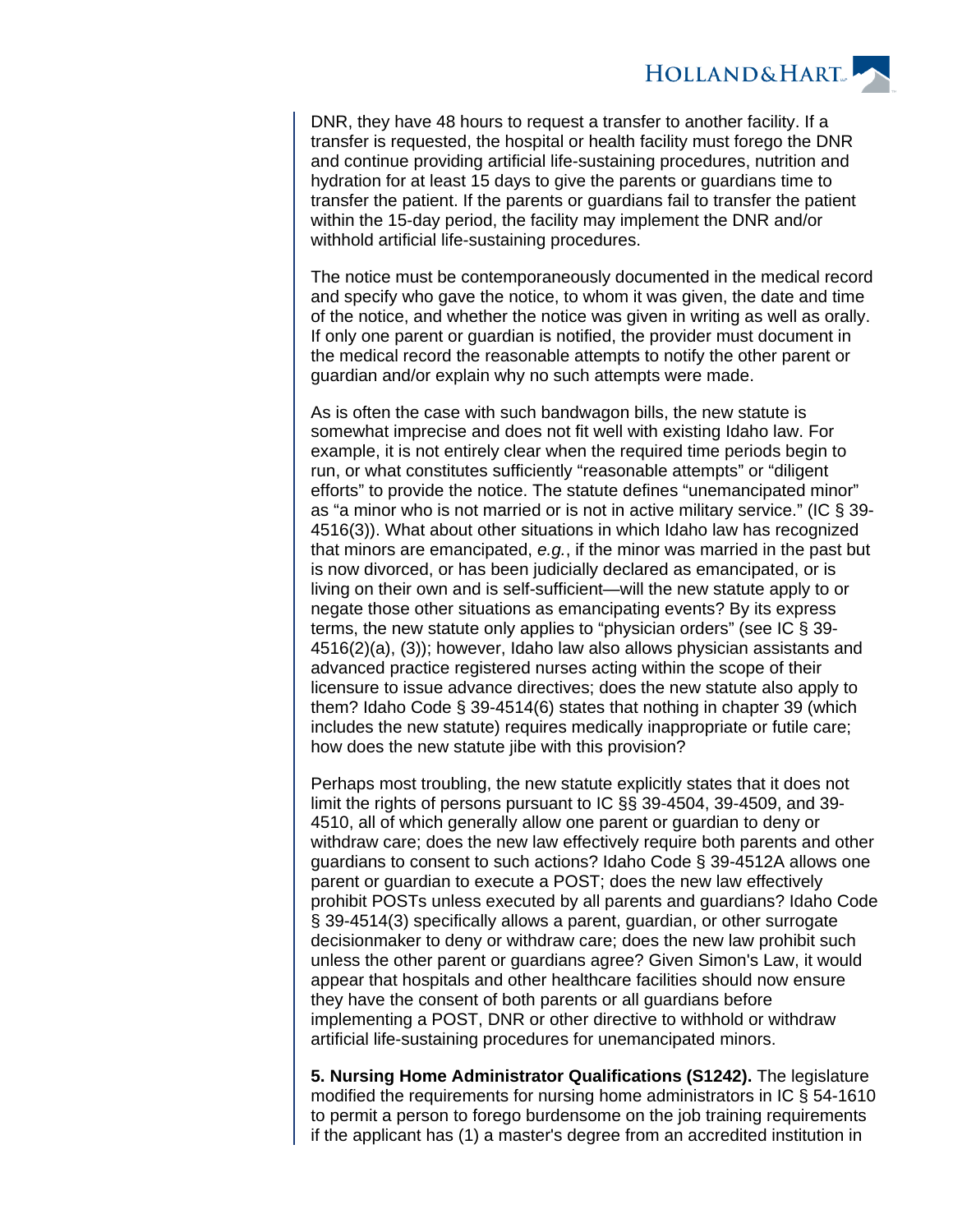DNR, they have 48 hours to request a transfer to another facility. If a transfer is requested, the hospital or health facility must forego the DNR and continue providing artificial life-sustaining procedures, nutrition and hydration for at least 15 days to give the parents or guardians time to transfer the patient. If the parents or guardians fail to transfer the patient within the 15-day period, the facility may implement the DNR and/or withhold artificial life-sustaining procedures.

The notice must be contemporaneously documented in the medical record and specify who gave the notice, to whom it was given, the date and time of the notice, and whether the notice was given in writing as well as orally. If only one parent or guardian is notified, the provider must document in the medical record the reasonable attempts to notify the other parent or guardian and/or explain why no such attempts were made.

As is often the case with such bandwagon bills, the new statute is somewhat imprecise and does not fit well with existing Idaho law. For example, it is not entirely clear when the required time periods begin to run, or what constitutes sufficiently "reasonable attempts" or "diligent efforts" to provide the notice. The statute defines "unemancipated minor" as "a minor who is not married or is not in active military service." (IC § 39-4516(3)). What about other situations in which Idaho law has recognized that minors are emancipated, *e.g.*, if the minor was married in the past but is now divorced, or has been judicially declared as emancipated, or is living on their own and is self-sufficient—will the new statute apply to or negate those other situations as emancipating events? By its express terms, the new statute only applies to "physician orders" (see IC § 39-4516(2)(a), (3)); however, Idaho law also allows physician assistants and advanced practice registered nurses acting within the scope of their licensure to issue advance directives; does the new statute also apply to them? Idaho Code § 39-4514(6) states that nothing in chapter 39 (which includes the new statute) requires medically inappropriate or futile care; how does the new statute jibe with this provision?

Perhaps most troubling, the new statute explicitly states that it does not limit the rights of persons pursuant to IC §§ 39-4504, 39-4509, and 39-4510, all of which generally allow one parent or guardian to deny or withdraw care; does the new law effectively require both parents and other guardians to consent to such actions? Idaho Code § 39-4512A allows one parent or guardian to execute a POST; does the new law effectively prohibit POSTs unless executed by all parents and guardians? Idaho Code § 39-4514(3) specifically allows a parent, guardian, or other surrogate decisionmaker to deny or withdraw care; does the new law prohibit such unless the other parent or guardians agree? Given Simon's Law, it would appear that hospitals and other healthcare facilities should now ensure they have the consent of both parents or all guardians before implementing a POST, DNR or other directive to withhold or withdraw artificial life-sustaining procedures for unemancipated minors.

**5. Nursing Home Administrator Qualifications (S1242).** The legislature modified the requirements for nursing home administrators in IC § 54-1610 to permit a person to forego burdensome on the job training requirements if the applicant has (1) a master's degree from an accredited institution in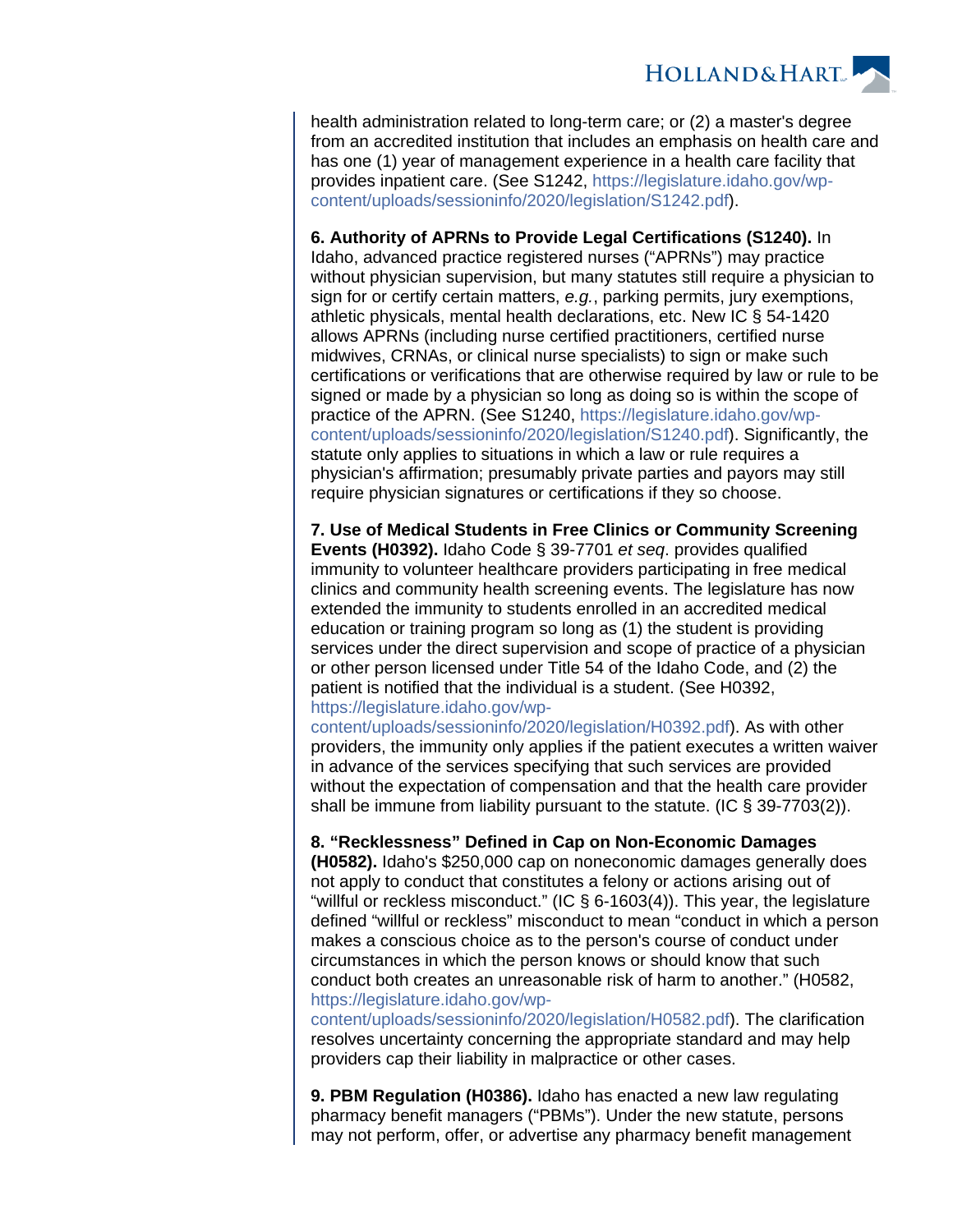health administration related to long-term care; or (2) a master's degree from an accredited institution that includes an emphasis on health care and has one (1) year of management experience in a health care facility that provides inpatient care. (See S1242, https://legislature.idaho.gov/wp-content/uploads/sessioninfo/2020/legislation/S1242.pdf).

**6. Authority of APRNs to Provide Legal Certifications (S1240).** In Idaho, advanced practice registered nurses ("APRNs") may practice without physician supervision, but many statutes still require a physician to sign for or certify certain matters, *e.g.*, parking permits, jury exemptions, athletic physicals, mental health declarations, etc. New IC § 54-1420 allows APRNs (including nurse certified practitioners, certified nurse midwives, CRNAs, or clinical nurse specialists) to sign or make such certifications or verifications that are otherwise required by law or rule to be signed or made by a physician so long as doing so is within the scope of practice of the APRN. (See S1240, https://legislature.idaho.gov/wp-content/uploads/sessioninfo/2020/legislation/S1240.pdf). Significantly, the statute only applies to situations in which a law or rule requires a physician's affirmation; presumably private parties and payors may still require physician signatures or certifications if they so choose.

**7. Use of Medical Students in Free Clinics or Community Screening Events (H0392).** Idaho Code § 39-7701 *et seq*. provides qualified immunity to volunteer healthcare providers participating in free medical clinics and community health screening events. The legislature has now extended the immunity to students enrolled in an accredited medical education or training program so long as (1) the student is providing services under the direct supervision and scope of practice of a physician or other person licensed under Title 54 of the Idaho Code, and (2) the patient is notified that the individual is a student. (See H0392, https://legislature.idaho.gov/wp-content/uploads/sessioninfo/2020/legislation/H0392.pdf). As with other providers, the immunity only applies if the patient executes a written waiver in advance of the services specifying that such services are provided without the expectation of compensation and that the health care provider shall be immune from liability pursuant to the statute. (IC § 39-7703(2)).

**8. "Recklessness" Defined in Cap on Non-Economic Damages (H0582).** Idaho's $250,000 cap on noneconomic damages generally does not apply to conduct that constitutes a felony or actions arising out of "willful or reckless misconduct." (IC § 6-1603(4)). This year, the legislature defined "willful or reckless" misconduct to mean "conduct in which a person makes a conscious choice as to the person's course of conduct under circumstances in which the person knows or should know that such conduct both creates an unreasonable risk of harm to another." (H0582, https://legislature.idaho.gov/wp-content/uploads/sessioninfo/2020/legislation/H0582.pdf). The clarification resolves uncertainty concerning the appropriate standard and may help providers cap their liability in malpractice or other cases.

**9. PBM Regulation (H0386).** Idaho has enacted a new law regulating pharmacy benefit managers ("PBMs"). Under the new statute, persons may not perform, offer, or advertise any pharmacy benefit management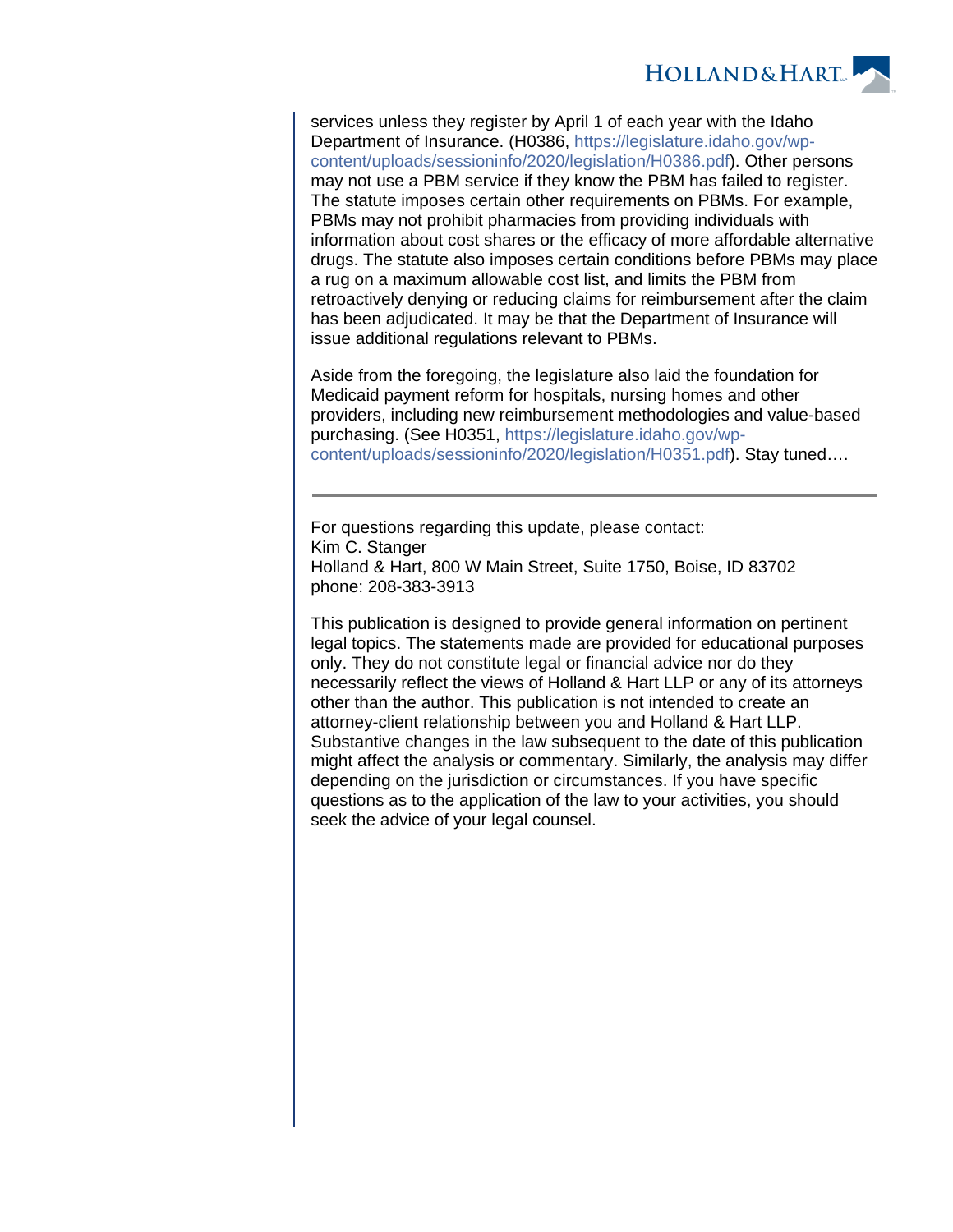services unless they register by April 1 of each year with the Idaho Department of Insurance. (H0386, https://legislature.idaho.gov/wp-content/uploads/sessioninfo/2020/legislation/H0386.pdf). Other persons may not use a PBM service if they know the PBM has failed to register. The statute imposes certain other requirements on PBMs. For example, PBMs may not prohibit pharmacies from providing individuals with information about cost shares or the efficacy of more affordable alternative drugs. The statute also imposes certain conditions before PBMs may place a rug on a maximum allowable cost list, and limits the PBM from retroactively denying or reducing claims for reimbursement after the claim has been adjudicated. It may be that the Department of Insurance will issue additional regulations relevant to PBMs.

Aside from the foregoing, the legislature also laid the foundation for Medicaid payment reform for hospitals, nursing homes and other providers, including new reimbursement methodologies and value-based purchasing. (See H0351, https://legislature.idaho.gov/wp-content/uploads/sessioninfo/2020/legislation/H0351.pdf). Stay tuned….

---

For questions regarding this update, please contact:
Kim C. Stanger
Holland & Hart, 800 W Main Street, Suite 1750, Boise, ID 83702
phone: 208-383-3913

This publication is designed to provide general information on pertinent legal topics. The statements made are provided for educational purposes only. They do not constitute legal or financial advice nor do they necessarily reflect the views of Holland & Hart LLP or any of its attorneys other than the author. This publication is not intended to create an attorney-client relationship between you and Holland & Hart LLP. Substantive changes in the law subsequent to the date of this publication might affect the analysis or commentary. Similarly, the analysis may differ depending on the jurisdiction or circumstances. If you have specific questions as to the application of the law to your activities, you should seek the advice of your legal counsel.